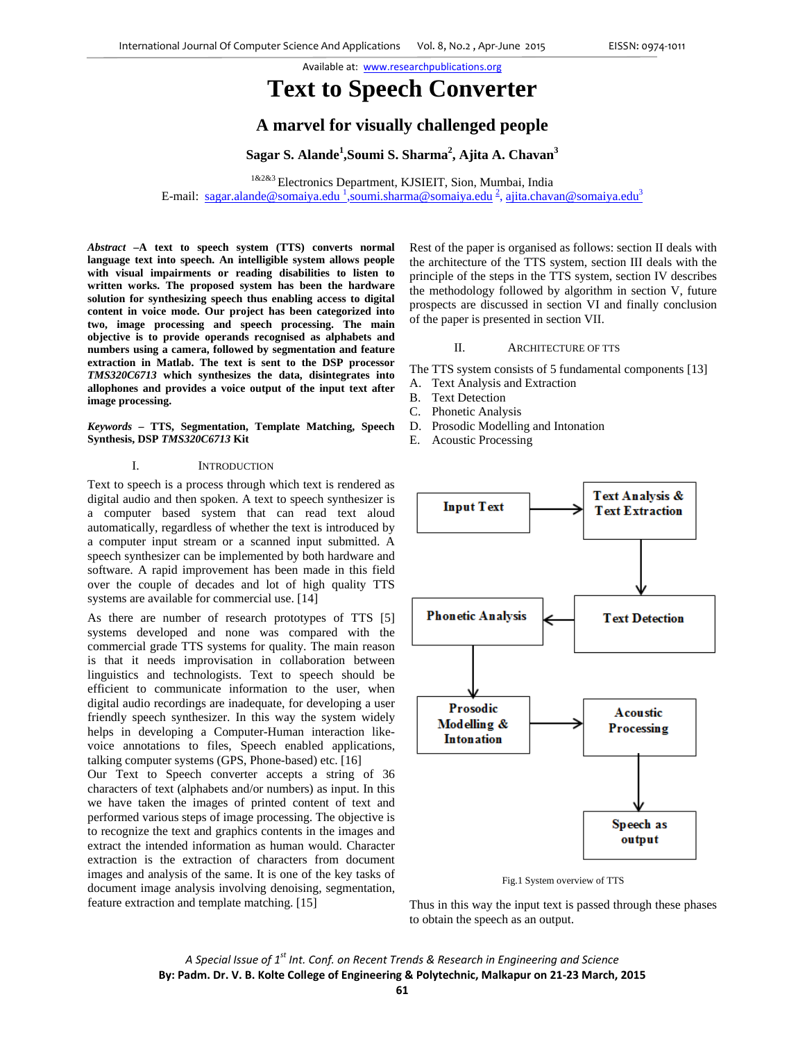Available at: www.researchpublications.org

# Text to Speech Converter

## A marvel for visually challenged people

**Sagar S. Alande[1], Soumi S. Sharma[2], Ajita A. Chavan[3]**

[1&2&3] Electronics Department, KJSIEIT, Sion, Mumbai, India
E-mail: sagar.alande@somaiya.edu [1], soumi.sharma@somaiya.edu [2], ajita.chavan@somaiya.edu[3]

***Abstract* –A text to speech system (TTS) converts normal language text into speech. An intelligible system allows people with visual impairments or reading disabilities to listen to written works. The proposed system has been the hardware solution for synthesizing speech thus enabling access to digital content in voice mode. Our project has been categorized into two, image processing and speech processing. The main objective is to provide operands recognised as alphabets and numbers using a camera, followed by segmentation and feature extraction in Matlab. The text is sent to the DSP processor *TMS320C6713* which synthesizes the data, disintegrates into allophones and provides a voice output of the input text after image processing.**

***Keywords* – TTS, Segmentation, Template Matching, Speech Synthesis, DSP *TMS320C6713* Kit**

### I. Introduction

Text to speech is a process through which text is rendered as digital audio and then spoken. A text to speech synthesizer is a computer based system that can read text aloud automatically, regardless of whether the text is introduced by a computer input stream or a scanned input submitted. A speech synthesizer can be implemented by both hardware and software. A rapid improvement has been made in this field over the couple of decades and lot of high quality TTS systems are available for commercial use. [14]

As there are number of research prototypes of TTS [5] systems developed and none was compared with the commercial grade TTS systems for quality. The main reason is that it needs improvision in collaboration between linguistics and technologists. Text to speech should be efficient to communicate information to the user, when digital audio recordings are inadequate, for developing a user friendly speech synthesizer. In this way the system widely helps in developing a Computer-Human interaction like-voice annotations to files, Speech enabled applications, talking computer systems (GPS, Phone-based) etc. [16]

Our Text to Speech converter accepts a string of 36 characters of text (alphabets and/or numbers) as input. In this we have taken the images of printed content of text and performed various steps of image processing. The objective is to recognize the text and graphics contents in the images and extract the intended information as human would. Character extraction is the extraction of characters from document images and analysis of the same. It is one of the key tasks of document image analysis involving denoising, segmentation, feature extraction and template matching. [15]

Rest of the paper is organised as follows: section II deals with the architecture of the TTS system, section III deals with the principle of the steps in the TTS system, section IV describes the methodology followed by algorithm in section V, future prospects are discussed in section VI and finally conclusion of the paper is presented in section VII.

### II. Architecture of TTS

The TTS system consists of 5 fundamental components [13]

A. Text Analysis and Extraction
B. Text Detection
C. Phonetic Analysis
D. Prosodic Modelling and Intonation
E. Acoustic Processing

Input Text → Text Analysis & Text Extraction → Text Detection → Phonetic Analysis → Prosodic Modelling & Intonation → Acoustic Processing → Speech as output

Fig.1 System overview of TTS

Thus in this way the input text is passed through these phases to obtain the speech as an output.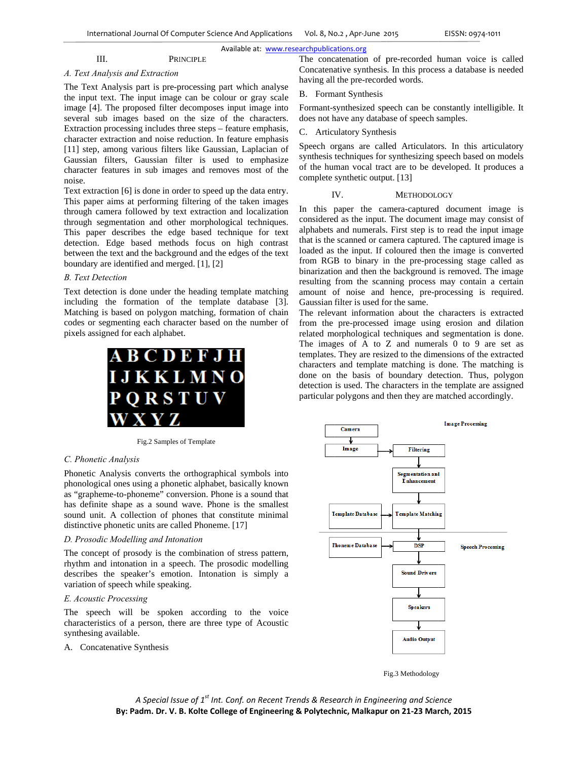## III. PRINCIPLE

### *A. Text Analysis and Extraction*

The Text Analysis part is pre-processing part which analyse the input text. The input image can be colour or gray scale image [4]. The proposed filter decomposes input image into several sub images based on the size of the characters. Extraction processing includes three steps – feature emphasis, character extraction and noise reduction. In feature emphasis [11] step, among various filters like Gaussian, Laplacian of Gaussian filters, Gaussian filter is used to emphasize character features in sub images and removes most of the noise.

Text extraction [6] is done in order to speed up the data entry. This paper aims at performing filtering of the taken images through camera followed by text extraction and localization through segmentation and other morphological techniques. This paper describes the edge based technique for text detection. Edge based methods focus on high contrast between the text and the background and the edges of the text boundary are identified and merged. [1], [2]

### *B. Text Detection*

Text detection is done under the heading template matching including the formation of the template database [3]. Matching is based on polygon matching, formation of chain codes or segmenting each character based on the number of pixels assigned for each alphabet.

A B C D E F J H
I J K K L M N O
P Q R S T U V
W X Y Z

Fig.2 Samples of Template

### *C. Phonetic Analysis*

Phonetic Analysis converts the orthographical symbols into phonological ones using a phonetic alphabet, basically known as "grapheme-to-phoneme" conversion. Phone is a sound that has definite shape as a sound wave. Phone is the smallest sound unit. A collection of phones that constitute minimal distinctive phonetic units are called Phoneme. [17]

### *D. Prosodic Modelling and Intonation*

The concept of prosody is the combination of stress pattern, rhythm and intonation in a speech. The prosodic modelling describes the speaker's emotion. Intonation is simply a variation of speech while speaking.

### *E. Acoustic Processing*

The speech will be spoken according to the voice characteristics of a person, there are three type of Acoustic synthesing available.

A. Concatenative Synthesis

The concatenation of pre-recorded human voice is called Concatenative synthesis. In this process a database is needed having all the pre-recorded words.

B. Formant Synthesis

Formant-synthesized speech can be constantly intelligible. It does not have any database of speech samples.

C. Articulatory Synthesis

Speech organs are called Articulators. In this articulatory synthesis techniques for synthesizing speech based on models of the human vocal tract are to be developed. It produces a complete synthetic output. [13]

## IV. METHODOLOGY

In this paper the camera-captured document image is considered as the input. The document image may consist of alphabets and numerals. First step is to read the input image that is the scanned or camera captured. The captured image is loaded as the input. If coloured then the image is converted from RGB to binary in the pre-processing stage called as binarization and then the background is removed. The image resulting from the scanning process may contain a certain amount of noise and hence, pre-processing is required. Gaussian filter is used for the same.

The relevant information about the characters is extracted from the pre-processed image using erosion and dilation related morphological techniques and segmentation is done. The images of A to Z and numerals 0 to 9 are set as templates. They are resized to the dimensions of the extracted characters and template matching is done. The matching is done on the basis of boundary detection. Thus, polygon detection is used. The characters in the template are assigned particular polygons and then they are matched accordingly.

Image Processing: Camera → Image → Filtering → Segmentation and Enhancement → Template Matching (← Template Database)

Speech Processing: DSP (← Phoneme Database) → Sound Drivers → Speakers → Audio Output

Fig.3 Methodology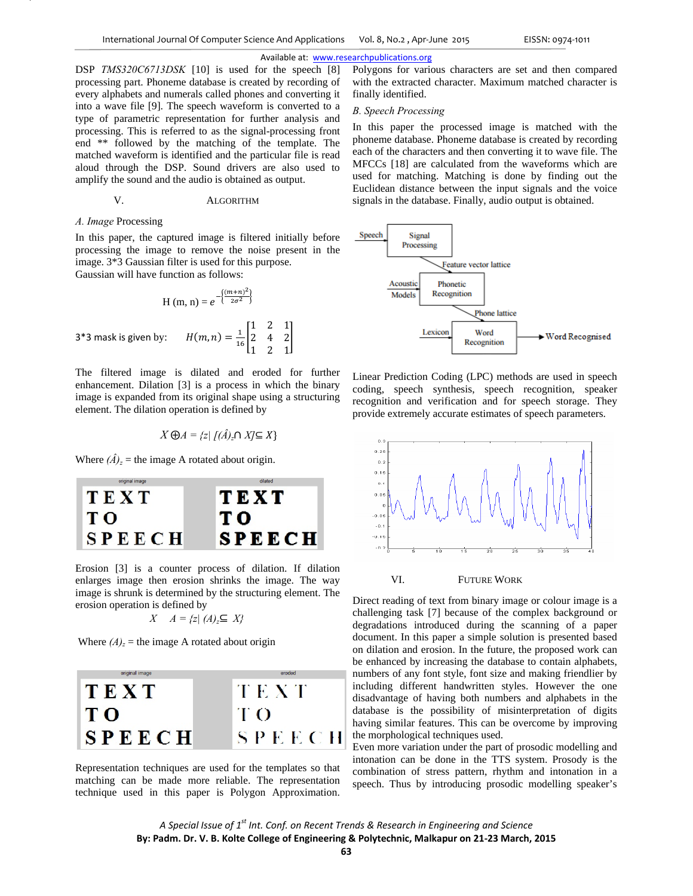DSP *TMS320C6713DSK* [10] is used for the speech [8] processing part. Phoneme database is created by recording of every alphabets and numerals called phones and converting it into a wave file [9]. The speech waveform is converted to a type of parametric representation for further analysis and processing. This is referred to as the signal-processing front end ** followed by the matching of the template. The matched waveform is identified and the particular file is read aloud through the DSP. Sound drivers are also used to amplify the sound and the audio is obtained as output.

## V. ALGORITHM

### A. *Image* Processing

In this paper, the captured image is filtered initially before processing the image to remove the noise present in the image. 3*3 Gaussian filter is used for this purpose.
Gaussian will have function as follows:

$$H\,(m, n) = e^{-\left\{\frac{(m+n)^2}{2\sigma^2}\right\}}$$

3*3 mask is given by: $H(m,n) = \frac{1}{16}\begin{bmatrix}1 & 2 & 1\\2 & 4 & 2\\1 & 2 & 1\end{bmatrix}$

The filtered image is dilated and eroded for further enhancement. Dilation [3] is a process in which the binary image is expanded from its original shape using a structuring element. The dilation operation is defined by

$$X \oplus A = \{z|\ [(\hat{A})_z \cap X] \subseteq X\}$$

Where $(\hat{A})_z$ = the image A rotated about origin.

Erosion [3] is a counter process of dilation. If dilation enlarges image then erosion shrinks the image. The way image is shrunk is determined by the structuring element. The erosion operation is defined by

$$X \quad A = \{z|\ (A)_z \subseteq X\}$$

Where $(A)_z$ = the image A rotated about origin

Representation techniques are used for the templates so that matching can be made more reliable. The representation technique used in this paper is Polygon Approximation. Polygons for various characters are set and then compared with the extracted character. Maximum matched character is finally identified.

### B. *Speech Processing*

In this paper the processed image is matched with the phoneme database. Phoneme database is created by recording each of the characters and then converting it to wave file. The MFCCs [18] are calculated from the waveforms which are used for matching. Matching is done by finding out the Euclidean distance between the input signals and the voice signals in the database. Finally, audio output is obtained.

Linear Prediction Coding (LPC) methods are used in speech coding, speech synthesis, speech recognition, speaker recognition and verification and for speech storage. They provide extremely accurate estimates of speech parameters.

## VI. FUTURE WORK

Direct reading of text from binary image or colour image is a challenging task [7] because of the complex background or degradations introduced during the scanning of a paper document. In this paper a simple solution is presented based on dilation and erosion. In the future, the proposed work can be enhanced by increasing the database to contain alphabets, numbers of any font style, font size and making friendlier by including different handwritten styles. However the one disadvantage of having both numbers and alphabets in the database is the possibility of misinterpretation of digits having similar features. This can be overcome by improving the morphological techniques used.
Even more variation under the part of prosodic modelling and intonation can be done in the TTS system. Prosody is the combination of stress pattern, rhythm and intonation in a speech. Thus by introducing prosodic modelling speaker's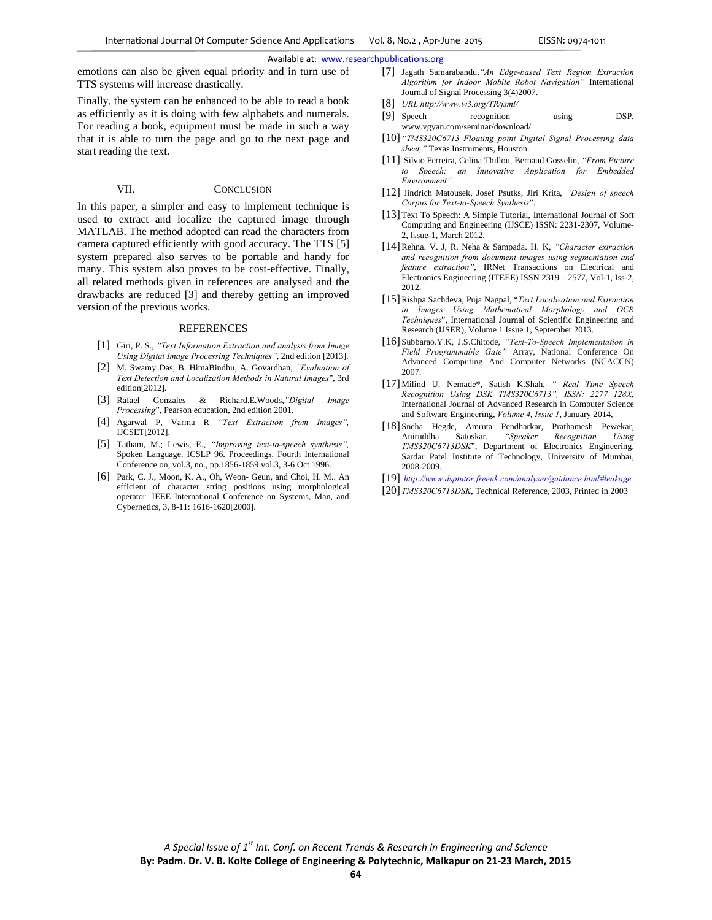emotions can also be given equal priority and in turn use of TTS systems will increase drastically.

Finally, the system can be enhanced to be able to read a book as efficiently as it is doing with few alphabets and numerals. For reading a book, equipment must be made in such a way that it is able to turn the page and go to the next page and start reading the text.

## VII. Conclusion

In this paper, a simpler and easy to implement technique is used to extract and localize the captured image through MATLAB. The method adopted can read the characters from camera captured efficiently with good accuracy. The TTS [5] system prepared also serves to be portable and handy for many. This system also proves to be cost-effective. Finally, all related methods given in references are analysed and the drawbacks are reduced [3] and thereby getting an improved version of the previous works.

## REFERENCES

[1] Giri, P. S., *"Text Information Extraction and analysis from Image Using Digital Image Processing Techniques"*, 2nd edition [2013].

[2] M. Swamy Das, B. HimaBindhu, A. Govardhan, *"Evaluation of Text Detection and Localization Methods in Natural Images"*, 3rd edition[2012].

[3] Rafael Gonzales & Richard.E.Woods,*"Digital Image Processing"*, Pearson education, 2nd edition 2001.

[4] Agarwal P, Varma R *"Text Extraction from Images",* IJCSET[2012].

[5] Tatham, M.; Lewis, E., *"Improving text-to-speech synthesis",* Spoken Language. ICSLP 96. Proceedings, Fourth International Conference on, vol.3, no., pp.1856-1859 vol.3, 3-6 Oct 1996.

[6] Park, C. J., Moon, K. A., Oh, Weon- Geun, and Choi, H. M.. An efficient of character string positions using morphological operator. IEEE International Conference on Systems, Man, and Cybernetics, 3, 8-11: 1616-1620[2000].

[7] Jagath Samarabandu,*"An Edge-based Text Region Extraction Algorithm for Indoor Mobile Robot Navigation"* International Journal of Signal Processing 3(4)2007.

[8] *URL http://www.w3.org/TR/jsml/*

[9] Speech recognition using DSP, www.vgyan.com/seminar/download/

[10] *"TMS320C6713 Floating point Digital Signal Processing data sheet,"* Texas Instruments, Houston.

[11] Silvio Ferreira, Celina Thillou, Bernaud Gosselin, *"From Picture to Speech: an Innovative Application for Embedded Environment".*

[12] Jindrich Matousek, Josef Psutks, Jiri Krita, *"Design of speech Corpus for Text-to-Speech Synthesis*".

[13] Text To Speech: A Simple Tutorial, International Journal of Soft Computing and Engineering (IJSCE) ISSN: 2231-2307, Volume-2, Issue-1, March 2012.

[14] Rehna. V. J, R. Neha & Sampada. H. K, *"Character extraction and recognition from document images using segmentation and feature extraction"*, IRNet Transactions on Electrical and Electronics Engineering (ITEEE) ISSN 2319 – 2577, Vol-1, Iss-2, 2012.

[15] Rishpa Sachdeva, Puja Nagpal, "*Text Localization and Extraction in Images Using Mathematical Morphology and OCR Techniques*", International Journal of Scientific Engineering and Research (IJSER), Volume 1 Issue 1, September 2013.

[16] Subbarao.Y.K, J.S.Chitode, *"Text-To-Speech Implementation in Field Programmable Gate"* Array, National Conference On Advanced Computing And Computer Networks (NCACCN) 2007.

[17] Milind U. Nemade*, Satish K.Shah, *" Real Time Speech Recognition Using DSK TMS320C6713", ISSN: 2277 128X,* International Journal of Advanced Research in Computer Science and Software Engineering, *Volume 4, Issue 1*, January 2014,

[18] Sneha Hegde, Amruta Pendharkar, Prathamesh Pewekar, Aniruddha Satoskar, *"Speaker Recognition Using TMS320C6713DSK*", Department of Electronics Engineering, Sardar Patel Institute of Technology, University of Mumbai, 2008-2009.

[19] *http://www.dsptutor.freeuk.com/analyser/guidance.html#leakage.*

[20] *TMS320C6713DSK*, Technical Reference, 2003, Printed in 2003